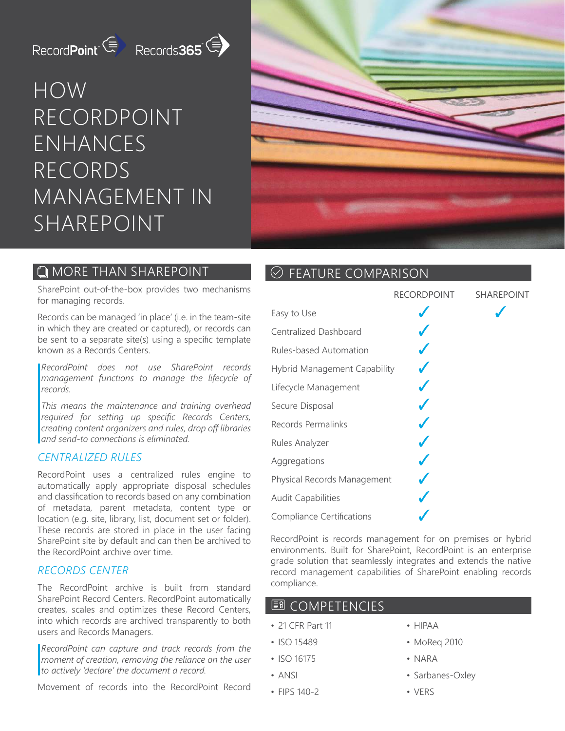RecordPoint Records365

# HOW RECORDPOINT ENHANCES RECORDS MANAGEMENT IN SHAREPOINT

## MORE THAN SHAREPOINT

SharePoint out-of-the-box provides two mechanisms for managing records.

Records can be managed 'in place' (i.e. in the team-site in which they are created or captured), or records can be sent to a separate site(s) using a specific template known as a Records Centers.

> *RecordPoint does not use SharePoint records management functions to manage the lifecycle of records.*
>
> *This means the maintenance and training overhead required for setting up specific Records Centers, creating content organizers and rules, drop off libraries and send-to connections is eliminated.*

### CENTRALIZED RULES

RecordPoint uses a centralized rules engine to automatically apply appropriate disposal schedules and classification to records based on any combination of metadata, parent metadata, content type or location (e.g. site, library, list, document set or folder). These records are stored in place in the user facing SharePoint site by default and can then be archived to the RecordPoint archive over time.

### RECORDS CENTER

The RecordPoint archive is built from standard SharePoint Record Centers. RecordPoint automatically creates, scales and optimizes these Record Centers, into which records are archived transparently to both users and Records Managers.

> *RecordPoint can capture and track records from the moment of creation, removing the reliance on the user to actively 'declare' the document a record.*

Movement of records into the RecordPoint Record

## FEATURE COMPARISON

| | RECORDPOINT | SHAREPOINT |
|---|---|---|
| Easy to Use | ✓ | ✓ |
| Centralized Dashboard | ✓ | |
| Rules-based Automation | ✓ | |
| Hybrid Management Capability | ✓ | |
| Lifecycle Management | ✓ | |
| Secure Disposal | ✓ | |
| Records Permalinks | ✓ | |
| Rules Analyzer | ✓ | |
| Aggregations | ✓ | |
| Physical Records Management | ✓ | |
| Audit Capabilities | ✓ | |
| Compliance Certifications | ✓ | |

RecordPoint is records management for on premises or hybrid environments. Built for SharePoint, RecordPoint is an enterprise grade solution that seamlessly integrates and extends the native record management capabilities of SharePoint enabling records compliance.

## COMPETENCIES

- 21 CFR Part 11
- ISO 15489
- ISO 16175
- ANSI
- FIPS 140-2
- HIPAA
- MoReq 2010
- NARA
- Sarbanes-Oxley
- VERS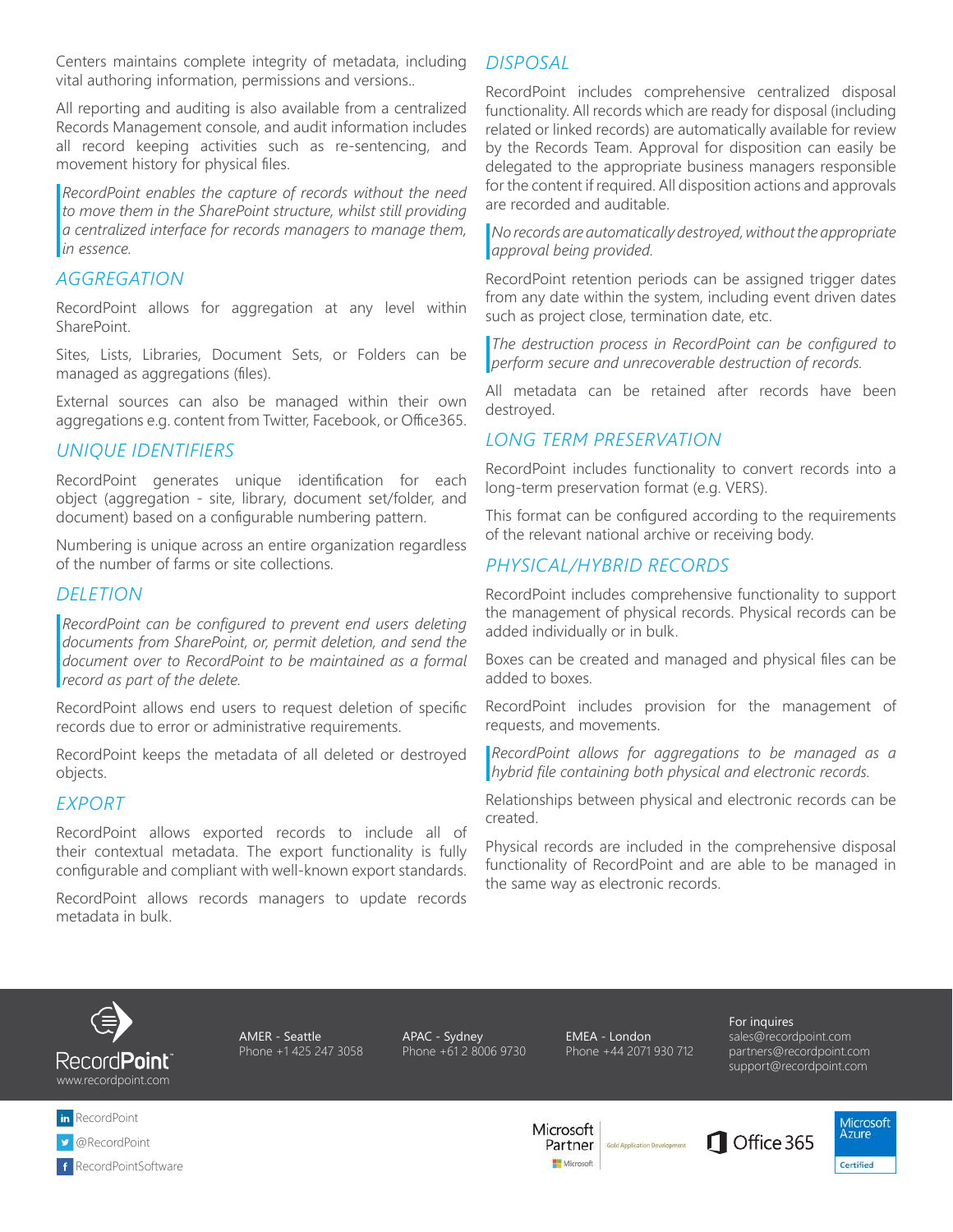Centers maintains complete integrity of metadata, including vital authoring information, permissions and versions..

All reporting and auditing is also available from a centralized Records Management console, and audit information includes all record keeping activities such as re-sentencing, and movement history for physical files.

*RecordPoint enables the capture of records without the need to move them in the SharePoint structure, whilst still providing a centralized interface for records managers to manage them, in essence.*

## AGGREGATION

RecordPoint allows for aggregation at any level within SharePoint.

Sites, Lists, Libraries, Document Sets, or Folders can be managed as aggregations (files).

External sources can also be managed within their own aggregations e.g. content from Twitter, Facebook, or Office365.

## UNIQUE IDENTIFIERS

RecordPoint generates unique identification for each object (aggregation - site, library, document set/folder, and document) based on a configurable numbering pattern.

Numbering is unique across an entire organization regardless of the number of farms or site collections.

## DELETION

*RecordPoint can be configured to prevent end users deleting documents from SharePoint, or, permit deletion, and send the document over to RecordPoint to be maintained as a formal record as part of the delete.*

RecordPoint allows end users to request deletion of specific records due to error or administrative requirements.

RecordPoint keeps the metadata of all deleted or destroyed objects.

## EXPORT

RecordPoint allows exported records to include all of their contextual metadata. The export functionality is fully configurable and compliant with well-known export standards.

RecordPoint allows records managers to update records metadata in bulk.

## DISPOSAL

RecordPoint includes comprehensive centralized disposal functionality. All records which are ready for disposal (including related or linked records) are automatically available for review by the Records Team. Approval for disposition can easily be delegated to the appropriate business managers responsible for the content if required. All disposition actions and approvals are recorded and auditable.

*No records are automatically destroyed, without the appropriate approval being provided.*

RecordPoint retention periods can be assigned trigger dates from any date within the system, including event driven dates such as project close, termination date, etc.

*The destruction process in RecordPoint can be configured to perform secure and unrecoverable destruction of records.*

All metadata can be retained after records have been destroyed.

## LONG TERM PRESERVATION

RecordPoint includes functionality to convert records into a long-term preservation format (e.g. VERS).

This format can be configured according to the requirements of the relevant national archive or receiving body.

## PHYSICAL/HYBRID RECORDS

RecordPoint includes comprehensive functionality to support the management of physical records. Physical records can be added individually or in bulk.

Boxes can be created and managed and physical files can be added to boxes.

RecordPoint includes provision for the management of requests, and movements.

*RecordPoint allows for aggregations to be managed as a hybrid file containing both physical and electronic records.*

Relationships between physical and electronic records can be created.

Physical records are included in the comprehensive disposal functionality of RecordPoint and are able to be managed in the same way as electronic records.

RecordPoint™
www.recordpoint.com

AMER - Seattle
Phone +1 425 247 3058

APAC - Sydney
Phone +61 2 8006 9730

EMEA - London
Phone +44 2071 930 712

For inquires
sales@recordpoint.com
partners@recordpoint.com
support@recordpoint.com

RecordPoint
@RecordPoint
RecordPointSoftware

Microsoft Partner — Gold Application Development
Office 365
Microsoft Azure Certified